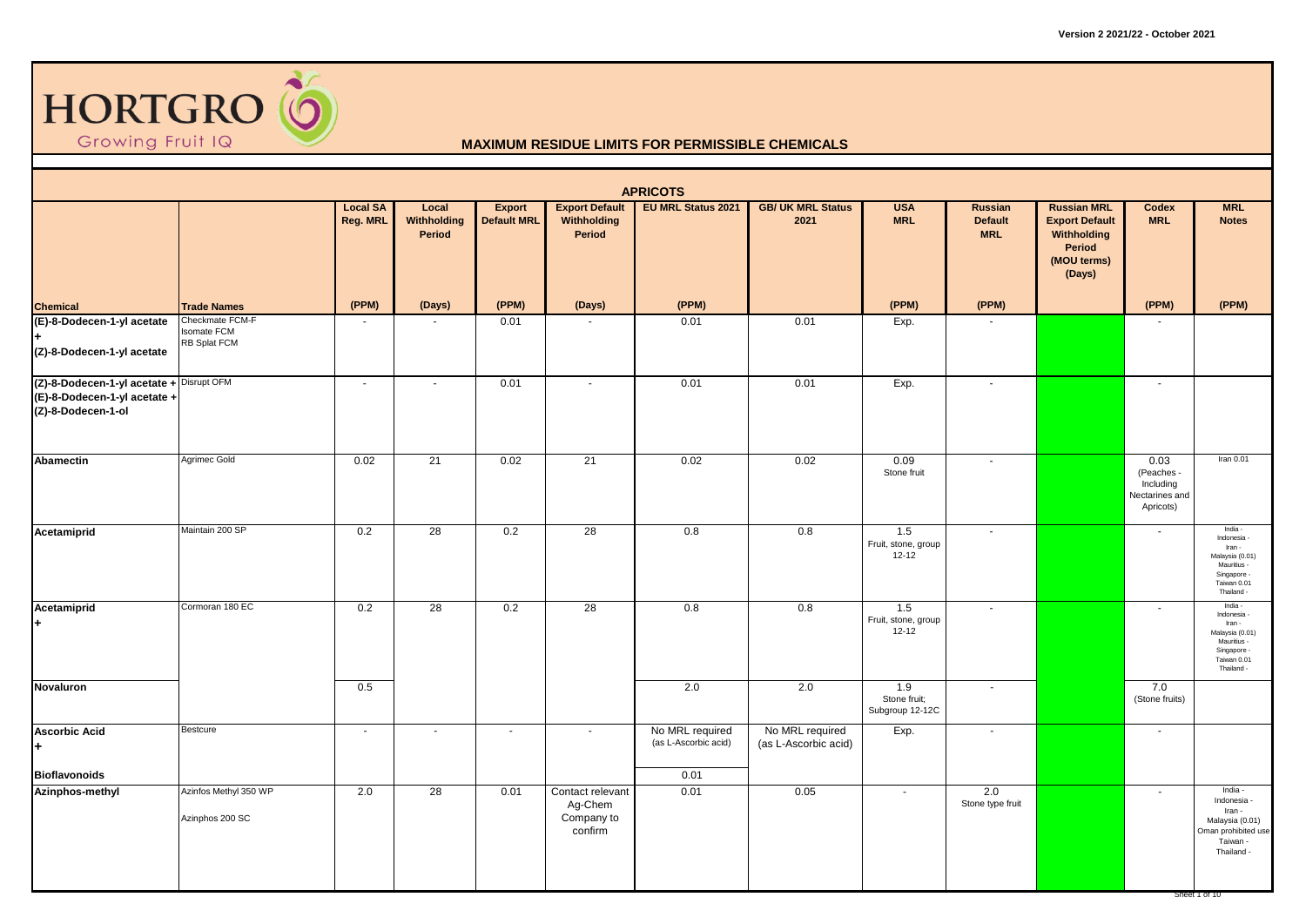Version 2 2021/22 - October 2021

HORTGRO Growing Fruit IQ

## MAXIMUM RESIDUE LIMITS FOR PERMISSIBLE CHEMICALS

| APRICOTS | | | | | | | | | | | | | |
|---|---|---|---|---|---|---|---|---|---|---|---|---|---|
| | | Local SA Reg. MRL | Local Withholding Period | Export Default MRL | Export Default Withholding Period | EU MRL Status 2021 | GB/ UK MRL Status 2021 | USA MRL | Russian Default MRL | Russian MRL Export Default Withholding Period (MOU terms) (Days) | Codex MRL | MRL Notes |
| **Chemical** | **Trade Names** | (PPM) | (Days) | (PPM) | (Days) | (PPM) | | (PPM) | (PPM) | | (PPM) | (PPM) |
| **(E)-8-Dodecen-1-yl acetate + (Z)-8-Dodecen-1-yl acetate** | Checkmate FCM-F Isomate FCM RB Splat FCM | - | - | 0.01 | - | 0.01 | 0.01 | Exp. | - | | - | |
| **(Z)-8-Dodecen-1-yl acetate + (E)-8-Dodecen-1-yl acetate + (Z)-8-Dodecen-1-ol** | Disrupt OFM | - | - | 0.01 | - | 0.01 | 0.01 | Exp. | - | | - | |
| **Abamectin** | Agrimec Gold | 0.02 | 21 | 0.02 | 21 | 0.02 | 0.02 | 0.09 Stone fruit | - | | 0.03 (Peaches - Including Nectarines and Apricots) | Iran 0.01 |
| **Acetamiprid** | Maintain 200 SP | 0.2 | 28 | 0.2 | 28 | 0.8 | 0.8 | 1.5 Fruit, stone, group 12-12 | - | | - | India - Indonesia - Iran - Malaysia (0.01) Mauritius - Singapore - Taiwan 0.01 Thailand - |
| **Acetamiprid +** | Cormoran 180 EC | 0.2 | 28 | 0.2 | 28 | 0.8 | 0.8 | 1.5 Fruit, stone, group 12-12 | - | | - | India - Indonesia - Iran - Malaysia (0.01) Mauritius - Singapore - Taiwan 0.01 Thailand - |
| **Novaluron** | | 0.5 | | | | 2.0 | 2.0 | 1.9 Stone fruit; Subgroup 12-12C | - | | 7.0 (Stone fruits) | |
| **Ascorbic Acid +** | Bestcure | - | - | - | - | No MRL required (as L-Ascorbic acid) | No MRL required (as L-Ascorbic acid) | Exp. | - | | - | |
| **Bioflavonoids** | | | | | | 0.01 | | | | | | |
| **Azinphos-methyl** | Azinfos Methyl 350 WP Azinphos 200 SC | 2.0 | 28 | 0.01 | Contact relevant Ag-Chem Company to confirm | 0.01 | 0.05 | - | 2.0 Stone type fruit | | - | India - Indonesia - Iran - Malaysia (0.01) Oman prohibited use Taiwan - Thailand - |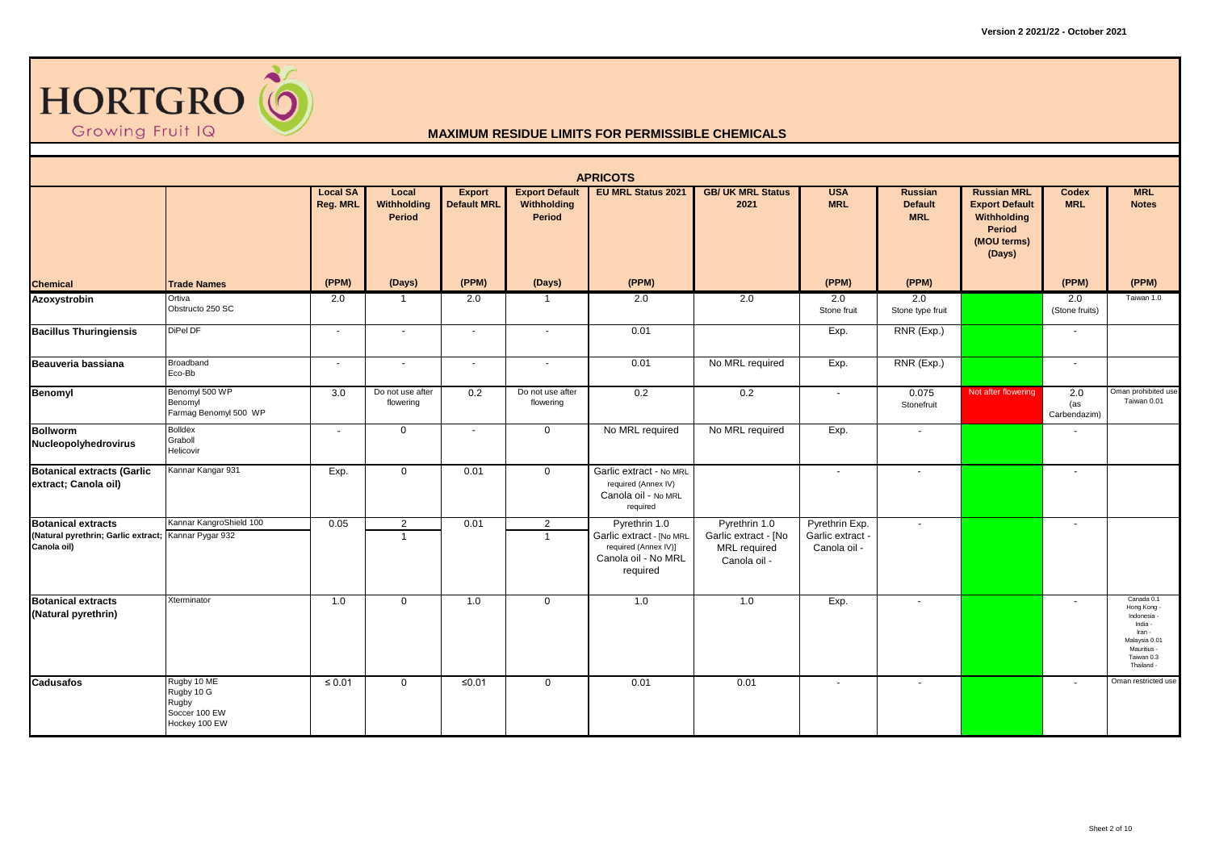# MAXIMUM RESIDUE LIMITS FOR PERMISSIBLE CHEMICALS

## APRICOTS

| Chemical | Trade Names | Local SA Reg. MRL (PPM) | Local Withholding Period (Days) | Export Default MRL (PPM) | Export Default Withholding Period (Days) | EU MRL Status 2021 (PPM) | GB/ UK MRL Status 2021 | USA MRL (PPM) | Russian Default MRL (PPM) | Russian MRL Export Default Withholding Period (MOU terms) (Days) | Codex MRL (PPM) | MRL Notes (PPM) |
|---|---|---|---|---|---|---|---|---|---|---|---|---|
| **Azoxystrobin** | Ortiva<br>Obstructo 250 SC | 2.0 | 1 | 2.0 | 1 | 2.0 | 2.0 | 2.0<br>Stone fruit | 2.0<br>Stone type fruit | | 2.0<br>(Stone fruits) | Taiwan 1.0 |
| **Bacillus Thuringiensis** | DiPel DF | - | - | - | - | 0.01 | | Exp. | RNR (Exp.) | | - | |
| **Beauveria bassiana** | Broadband<br>Eco-Bb | - | - | - | - | 0.01 | No MRL required | Exp. | RNR (Exp.) | | - | |
| **Benomyl** | Benomyl 500 WP<br>Benomyl<br>Farmag Benomyl 500 WP | 3.0 | Do not use after flowering | 0.2 | Do not use after flowering | 0.2 | 0.2 | - | 0.075<br>Stonefruit | Not after flowering | 2.0<br>(as Carbendazim) | Oman prohibited use<br>Taiwan 0.01 |
| **Bollworm Nucleopolyhedrovirus** | Bolldex<br>Graboll<br>Helicovir | - | 0 | - | 0 | No MRL required | No MRL required | Exp. | - | | - | |
| **Botanical extracts (Garlic extract; Canola oil)** | Kannar Kangar 931 | Exp. | 0 | 0.01 | 0 | Garlic extract - No MRL required (Annex IV)<br>Canola oil - No MRL required | | - | - | | - | |
| **Botanical extracts (Natural pyrethrin; Garlic extract; Canola oil)** | Kannar KangroShield 100<br>Kannar Pygar 932 | 0.05 | 2<br>1 | 0.01 | 2<br>1 | Pyrethrin 1.0<br>Garlic extract - [No MRL required (Annex IV)]<br>Canola oil - No MRL required | Pyrethrin 1.0<br>Garlic extract - [No MRL required<br>Canola oil - | Pyrethrin Exp.<br>Garlic extract -<br>Canola oil - | - | | - | |
| **Botanical extracts (Natural pyrethrin)** | Xterminator | 1.0 | 0 | 1.0 | 0 | 1.0 | 1.0 | Exp. | - | | - | Canada 0.1<br>Hong Kong -<br>Indonesia -<br>India -<br>Iran -<br>Malaysia 0.01<br>Mauritius -<br>Taiwan 0.3<br>Thailand - |
| **Cadusafos** | Rugby 10 ME<br>Rugby 10 G<br>Rugby<br>Soccer 100 EW<br>Hockey 100 EW | ≤ 0.01 | 0 | ≤0.01 | 0 | 0.01 | 0.01 | - | - | | - | Oman restricted use |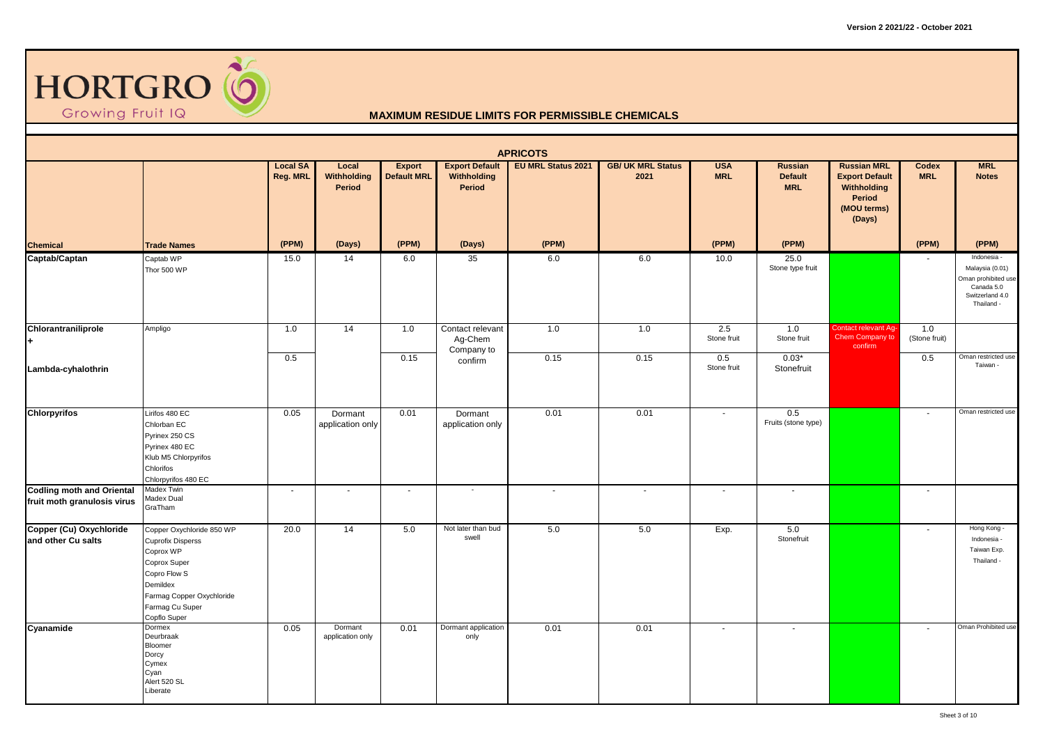HORTGRO
Growing Fruit IQ

# MAXIMUM RESIDUE LIMITS FOR PERMISSIBLE CHEMICALS

## APRICOTS

| Chemical | Trade Names | Local SA Reg. MRL (PPM) | Local Withholding Period (Days) | Export Default MRL (PPM) | Export Default Withholding Period (Days) | EU MRL Status 2021 (PPM) | GB/ UK MRL Status 2021 | USA MRL (PPM) | Russian Default MRL (PPM) | Russian MRL Export Default Withholding Period (MOU terms) (Days) | Codex MRL (PPM) | MRL Notes (PPM) |
|---|---|---|---|---|---|---|---|---|---|---|---|---|
| Captab/Captan | Captab WP<br>Thor 500 WP | 15.0 | 14 | 6.0 | 35 | 6.0 | 6.0 | 10.0 | 25.0<br>Stone type fruit | | - | Indonesia -<br>Malaysia (0.01)<br>Oman prohibited use<br>Canada 5.0<br>Switzerland 4.0<br>Thailand - |
| Chlorantraniliprole<br>+ | Ampligo | 1.0 | 14 | 1.0 | Contact relevant Ag-Chem Company to confirm | 1.0 | 1.0 | 2.5<br>Stone fruit | 1.0<br>Stone fruit | Contact relevant Ag-Chem Company to confirm | 1.0<br>(Stone fruit) | |
| Lambda-cyhalothrin | | 0.5 | | 0.15 | | 0.15 | 0.15 | 0.5<br>Stone fruit | 0.03*<br>Stonefruit | | 0.5 | Oman restricted use<br>Taiwan - |
| Chlorpyrifos | Lirifos 480 EC<br>Chlorban EC<br>Pyrinex 250 CS<br>Pyrinex 480 EC<br>Klub M5 Chlorpyrifos<br>Chlorifos<br>Chlorpyrifos 480 EC | 0.05 | Dormant application only | 0.01 | Dormant application only | 0.01 | 0.01 | - | 0.5<br>Fruits (stone type) | | - | Oman restricted use |
| Codling moth and Oriental fruit moth granulosis virus | Madex Twin<br>Madex Dual<br>GraTham | - | - | - | - | - | - | - | - | | - | |
| Copper (Cu) Oxychloride and other Cu salts | Copper Oxychloride 850 WP<br>Cuprofix Disperss<br>Coprox WP<br>Coprox Super<br>Copro Flow S<br>Demildex<br>Farmag Copper Oxychloride<br>Farmag Cu Super<br>Copflo Super | 20.0 | 14 | 5.0 | Not later than bud swell | 5.0 | 5.0 | Exp. | 5.0<br>Stonefruit | | - | Hong Kong -<br>Indonesia -<br>Taiwan Exp.<br>Thailand - |
| Cyanamide | Dormex<br>Deurbraak<br>Bloomer<br>Dorcy<br>Cymex<br>Cyan<br>Alert 520 SL<br>Liberate | 0.05 | Dormant application only | 0.01 | Dormant application only | 0.01 | 0.01 | - | - | | - | Oman Prohibited use |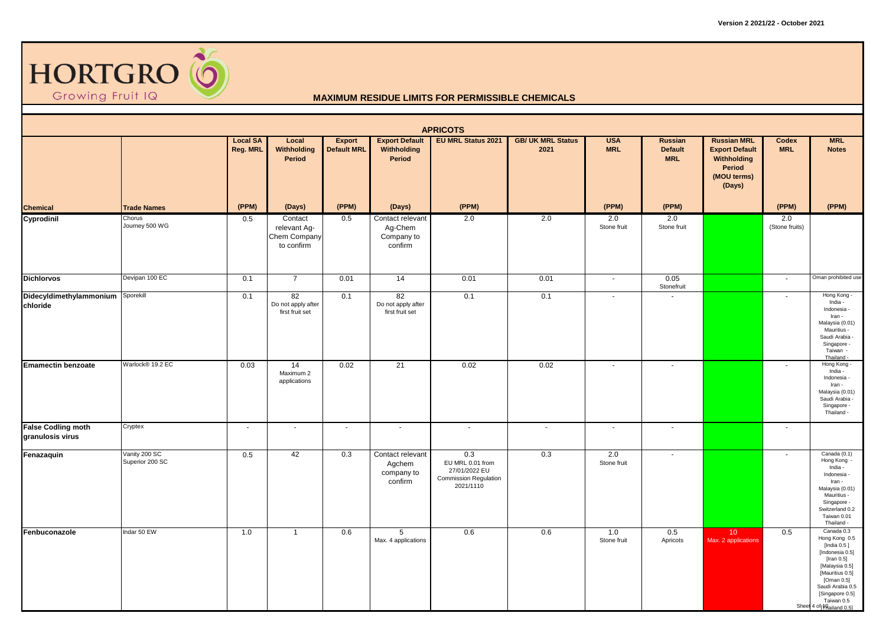Version 2 2021/22 - October 2021

HORTGRO
Growing Fruit IQ

## MAXIMUM RESIDUE LIMITS FOR PERMISSIBLE CHEMICALS

### APRICOTS

| Chemical | Trade Names | Local SA Reg. MRL (PPM) | Local Withholding Period (Days) | Export Default MRL (PPM) | Export Default Withholding Period (Days) | EU MRL Status 2021 (PPM) | GB/ UK MRL Status 2021 | USA MRL (PPM) | Russian Default MRL (PPM) | Russian MRL Export Default Withholding Period (MOU terms) (Days) | Codex MRL (PPM) | MRL Notes (PPM) |
|---|---|---|---|---|---|---|---|---|---|---|---|---|
| **Cyprodinil** | Chorus Journey 500 WG | 0.5 | Contact relevant Ag-Chem Company to confirm | 0.5 | Contact relevant Ag-Chem Company to confirm | 2.0 | 2.0 | 2.0 Stone fruit | 2.0 Stone fruit | | 2.0 (Stone fruits) | |
| **Dichlorvos** | Devipan 100 EC | 0.1 | 7 | 0.01 | 14 | 0.01 | 0.01 | - | 0.05 Stonefruit | | - | Oman prohibited use |
| **Didecyldimethylammonium chloride** | Sporekill | 0.1 | 82 Do not apply after first fruit set | 0.1 | 82 Do not apply after first fruit set | 0.1 | 0.1 | - | - | | - | Hong Kong - India - Indonesia - Iran - Malaysia (0.01) Mauritius - Saudi Arabia - Singapore - Taiwan - Thailand - |
| **Emamectin benzoate** | Warlock® 19.2 EC | 0.03 | 14 Maximum 2 applications | 0.02 | 21 | 0.02 | 0.02 | - | - | | - | Hong Kong - India - Indonesia - Iran - Malaysia (0.01) Saudi Arabia - Singapore - Thailand - |
| **False Codling moth granulosis virus** | Cryptex | - | - | - | - | - | - | - | - | | - | |
| **Fenazaquin** | Vanity 200 SC Superior 200 SC | 0.5 | 42 | 0.3 | Contact relevant Agchem company to confirm | 0.3 EU MRL 0.01 from 27/01/2022 EU Commission Regulation 2021/1110 | 0.3 | 2.0 Stone fruit | - | | - | Canada (0.1) Hong Kong - India - Indonesia - Iran - Malaysia (0.01) Mauritius - Singapore - Switzerland 0.2 Taiwan 0.01 Thailand - |
| **Fenbuconazole** | Indar 50 EW | 1.0 | 1 | 0.6 | 5 Max. 4 applications | 0.6 | 0.6 | 1.0 Stone fruit | 0.5 Apricots | 10 Max. 2 applications | 0.5 | Canada 0.3 Hong Kong 0.5 [India 0.5 ] [Indonesia 0.5] [Iran 0.5] [Malaysia 0.5] [Mauritius 0.5] [Oman 0.5] Saudi Arabia 0.5 [Singapore 0.5] Taiwan 0.5 [Thailand 0.5] |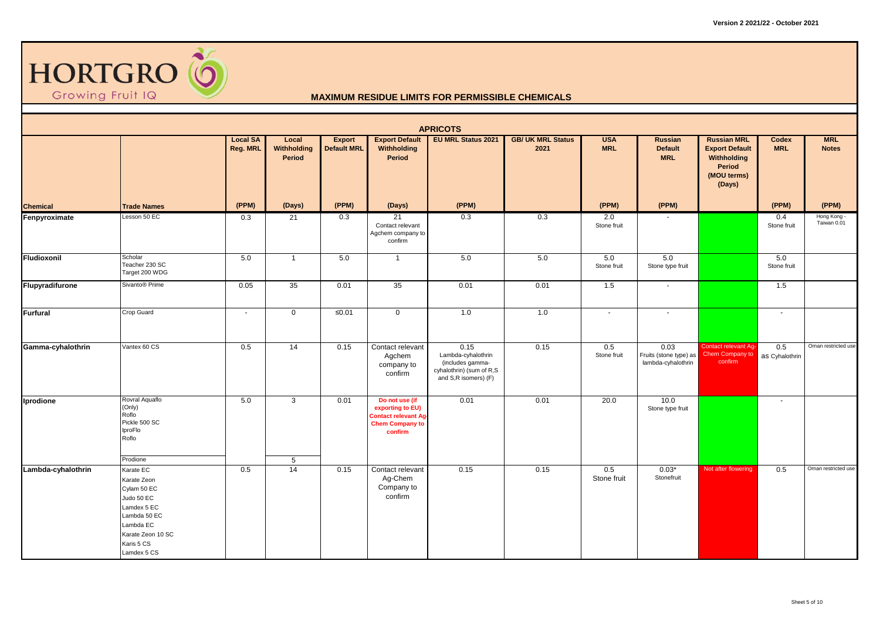HORTGRO Growing Fruit IQ

## MAXIMUM RESIDUE LIMITS FOR PERMISSIBLE CHEMICALS

### APRICOTS

| Chemical | Trade Names | Local SA Reg. MRL (PPM) | Local Withholding Period (Days) | Export Default MRL (PPM) | Export Default Withholding Period (Days) | EU MRL Status 2021 (PPM) | GB/ UK MRL Status 2021 | USA MRL (PPM) | Russian Default MRL (PPM) | Russian MRL Export Default Withholding Period (MOU terms) (Days) | Codex MRL (PPM) | MRL Notes (PPM) |
|---|---|---|---|---|---|---|---|---|---|---|---|---|
| Fenpyroximate | Lesson 50 EC | 0.3 | 21 | 0.3 | 21 Contact relevant Agchem company to confirm | 0.3 | 0.3 | 2.0 Stone fruit | - | | 0.4 Stone fruit | Hong Kong - Taiwan 0.01 |
| Fludioxonil | Scholar<br>Teacher 230 SC<br>Target 200 WDG | 5.0 | 1 | 5.0 | 1 | 5.0 | 5.0 | 5.0 Stone fruit | 5.0 Stone type fruit | | 5.0 Stone fruit | |
| Flupyradifurone | Sivanto® Prime | 0.05 | 35 | 0.01 | 35 | 0.01 | 0.01 | 1.5 | - | | 1.5 | |
| Furfural | Crop Guard | - | 0 | ≤0.01 | 0 | 1.0 | 1.0 | - | - | | - | |
| Gamma-cyhalothrin | Vantex 60 CS | 0.5 | 14 | 0.15 | Contact relevant Agchem company to confirm | 0.15 Lambda-cyhalothrin (includes gamma-cyhalothrin) (sum of R,S and S,R isomers) (F) | 0.15 | 0.5 Stone fruit | 0.03 Fruits (stone type) as lambda-cyhalothrin | Contact relevant Ag-Chem Company to confirm | 0.5 as Cyhalothrin | Oman restricted use |
| Iprodione | Rovral Aquaflo (Only)<br>Roflo<br>Pickle 500 SC<br>IproFlo<br>Roflo | 5.0 | 3 | 0.01 | Do not use (if exporting to EU) Contact relevant Ag-Chem Company to confirm | 0.01 | 0.01 | 20.0 | 10.0 Stone type fruit | | - | |
| | Prodione | | 5 | | | | | | | | | |
| Lambda-cyhalothrin | Karate EC<br>Karate Zeon<br>Cylam 50 EC<br>Judo 50 EC<br>Lamdex 5 EC<br>Lambda 50 EC<br>Lambda EC<br>Karate Zeon 10 SC<br>Karis 5 CS<br>Lamdex 5 CS | 0.5 | 14 | 0.15 | Contact relevant Ag-Chem Company to confirm | 0.15 | 0.15 | 0.5 Stone fruit | 0.03* Stonefruit | Not after flowering | 0.5 | Oman restricted use |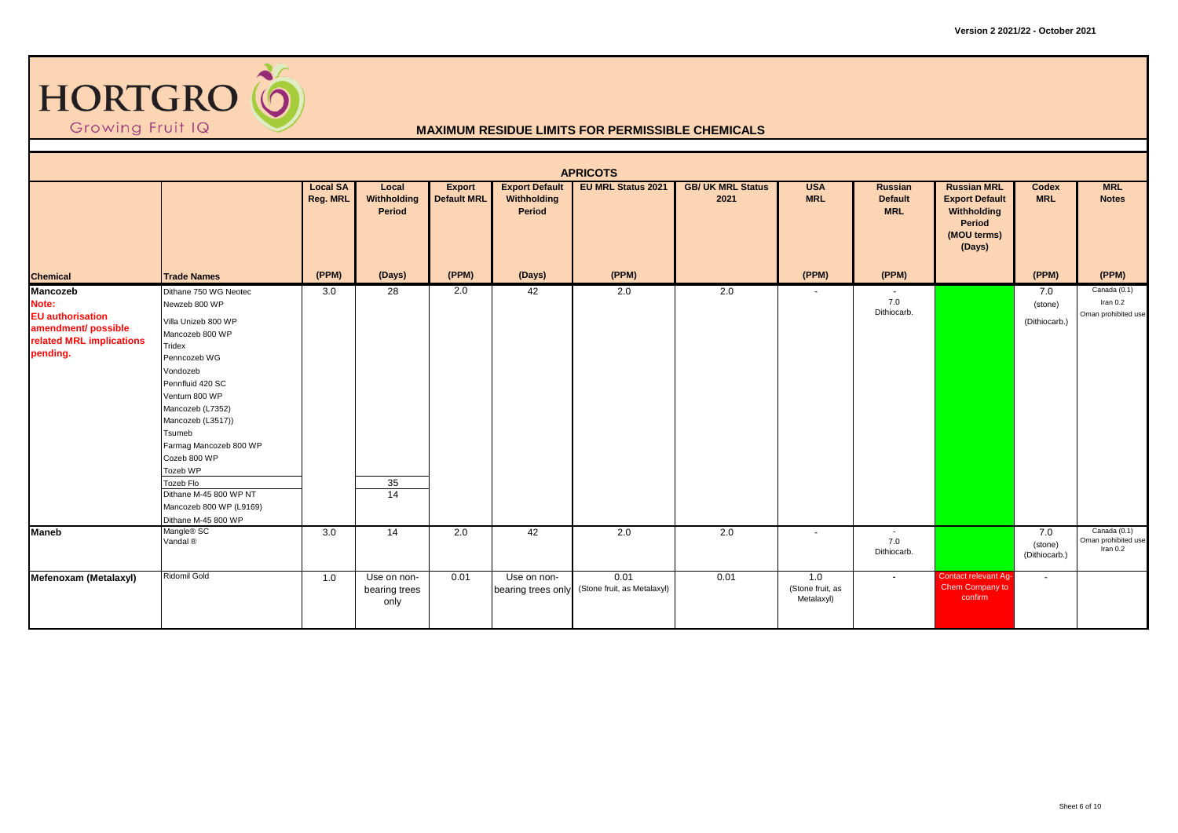Version 2 2021/22 - October 2021

# HORTGRO Growing Fruit IQ

## MAXIMUM RESIDUE LIMITS FOR PERMISSIBLE CHEMICALS

### APRICOTS

| Chemical | Trade Names | Local SA Reg. MRL | Local Withholding Period | Export Default MRL | Export Default Withholding Period | EU MRL Status 2021 | GB/ UK MRL Status 2021 | USA MRL | Russian Default MRL | Russian MRL Export Default Withholding Period (MOU terms) (Days) | Codex MRL | MRL Notes |
|---|---|---|---|---|---|---|---|---|---|---|---|---|
| | | (PPM) | (Days) | (PPM) | (Days) | (PPM) | | (PPM) | (PPM) | | (PPM) | (PPM) |
| **Mancozeb** Note: EU authorisation amendment/ possible related MRL implications pending. | Dithane 750 WG Neotec<br>Newzeb 800 WP<br>Villa Unizeb 800 WP<br>Mancozeb 800 WP<br>Tridex<br>Penncozeb WG<br>Vondozeb<br>Pennfluid 420 SC<br>Ventum 800 WP<br>Mancozeb (L7352)<br>Mancozeb (L3517))<br>Tsumeb<br>Farmag Mancozeb 800 WP<br>Cozeb 800 WP<br>Tozeb WP | 3.0 | 28 | 2.0 | 42 | 2.0 | 2.0 | - | - 7.0 Dithiocarb. | | 7.0 (stone) (Dithiocarb.) | Canada (0.1) Iran 0.2 Oman prohibited use |
| | Tozeb Flo | | 35 | | | | | | | | | |
| | Dithane M-45 800 WP NT<br>Mancozeb 800 WP (L9169)<br>Dithane M-45 800 WP | | 14 | | | | | | | | | |
| **Maneb** | Mangle® SC<br>Vandal ® | 3.0 | 14 | 2.0 | 42 | 2.0 | 2.0 | - | - 7.0 Dithiocarb. | | 7.0 (stone) (Dithiocarb.) | Canada (0.1) Oman prohibited use Iran 0.2 |
| **Mefenoxam (Metalaxyl)** | Ridomil Gold | 1.0 | Use on non-bearing trees only | 0.01 | Use on non-bearing trees only | 0.01 (Stone fruit, as Metalaxyl) | 0.01 | 1.0 (Stone fruit, as Metalaxyl) | - | Contact relevant Ag-Chem Company to confirm | - | |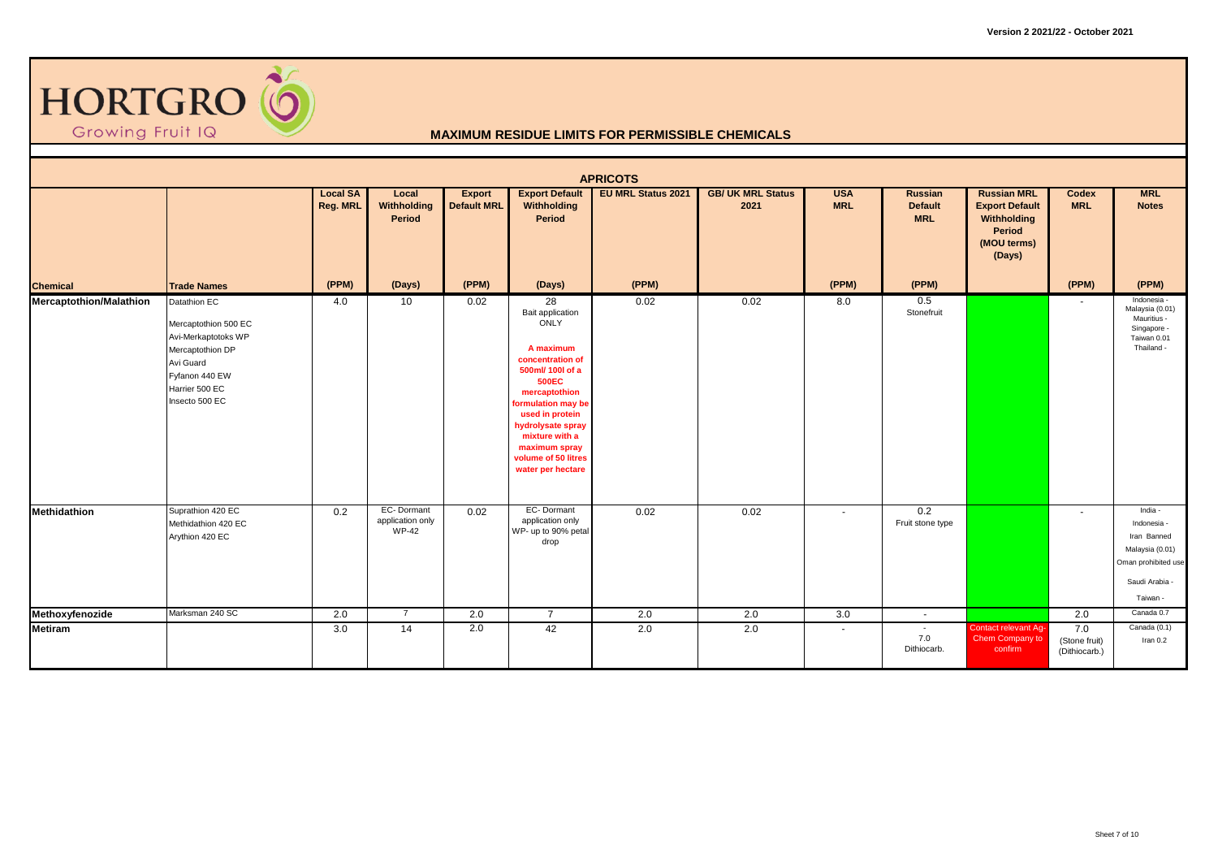# HORTGRO

Growing Fruit IQ

## MAXIMUM RESIDUE LIMITS FOR PERMISSIBLE CHEMICALS

### APRICOTS

| Chemical | Trade Names | Local SA Reg. MRL (PPM) | Local Withholding Period (Days) | Export Default MRL (PPM) | Export Default Withholding Period (Days) | EU MRL Status 2021 (PPM) | GB/ UK MRL Status 2021 | USA MRL (PPM) | Russian Default MRL (PPM) | Russian MRL Export Default Withholding Period (MOU terms) (Days) | Codex MRL (PPM) | MRL Notes (PPM) |
|---|---|---|---|---|---|---|---|---|---|---|---|---|
| **Mercaptothion/Malathion** | Datathion EC<br>Mercaptothion 500 EC<br>Avi-Merkaptotoks WP<br>Mercaptothion DP<br>Avi Guard<br>Fyfanon 440 EW<br>Harrier 500 EC<br>Insecto 500 EC | 4.0 | 10 | 0.02 | 28<br>Bait application ONLY<br>**A maximum concentration of 500ml/ 100l of a 500EC mercaptothion formulation may be used in protein hydrolysate spray mixture with a maximum spray volume of 50 litres water per hectare** | 0.02 | 0.02 | 8.0 | 0.5<br>Stonefruit | | - | Indonesia -<br>Malaysia (0.01)<br>Mauritius -<br>Singapore -<br>Taiwan 0.01<br>Thailand - |
| **Methidathion** | Suprathion 420 EC<br>Methidathion 420 EC<br>Arythion 420 EC | 0.2 | EC- Dormant application only<br>WP-42 | 0.02 | EC- Dormant application only<br>WP- up to 90% petal drop | 0.02 | 0.02 | - | 0.2<br>Fruit stone type | | - | India -<br>Indonesia -<br>Iran Banned<br>Malaysia (0.01)<br>Oman prohibited use<br>Saudi Arabia -<br>Taiwan - |
| **Methoxyfenozide** | Marksman 240 SC | 2.0 | 7 | 2.0 | 7 | 2.0 | 2.0 | 3.0 | - | | 2.0 | Canada 0.7 |
| **Metiram** | | 3.0 | 14 | 2.0 | 42 | 2.0 | 2.0 | - | -<br>7.0<br>Dithiocarb. | Contact relevant Ag-Chem Company to confirm | 7.0<br>(Stone fruit)<br>(Dithiocarb.) | Canada (0.1)<br>Iran 0.2 |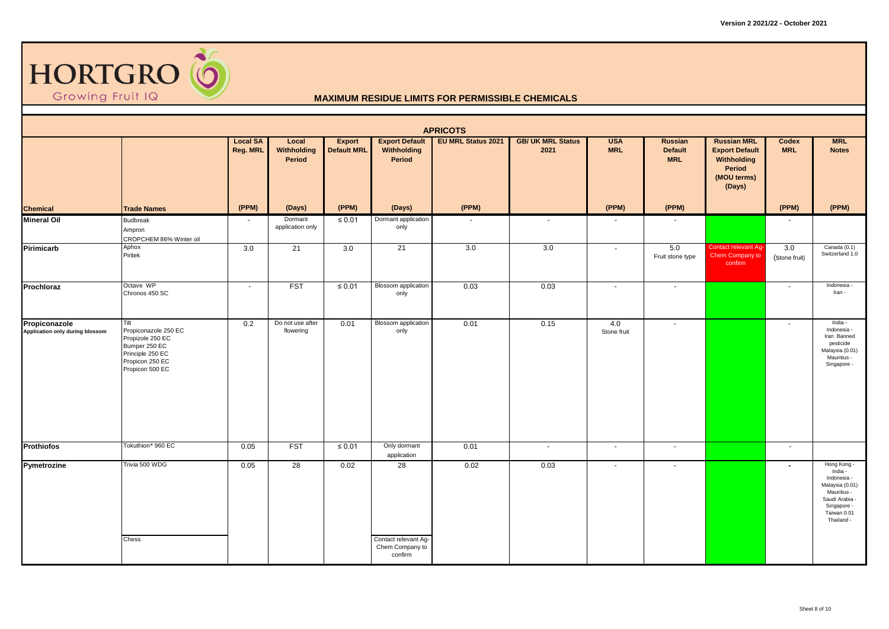# HORTGRO Growing Fruit IQ

## MAXIMUM RESIDUE LIMITS FOR PERMISSIBLE CHEMICALS

### APRICOTS

| Chemical | Trade Names | Local SA Reg. MRL | Local Withholding Period | Export Default MRL | Export Default Withholding Period | EU MRL Status 2021 | GB/ UK MRL Status 2021 | USA MRL | Russian Default MRL | Russian MRL Export Default Withholding Period (MOU terms) (Days) | Codex MRL | MRL Notes |
|---|---|---|---|---|---|---|---|---|---|---|---|---|
| | | (PPM) | (Days) | (PPM) | (Days) | (PPM) | | (PPM) | (PPM) | | (PPM) | (PPM) |
| **Mineral Oil** | Budbreak<br>Ampron<br>CROPCHEM 86% Winter oil | - | Dormant application only | ≤ 0.01 | Dormant application only | - | - | - | - | | - | |
| **Pirimicarb** | Aphox<br>Piritek | 3.0 | 21 | 3.0 | 21 | 3.0 | 3.0 | - | 5.0 Fruit stone type | Contact relevant Ag-Chem Company to confirm | 3.0 (Stone fruit) | Canada (0.1)<br>Switzerland 1.0 |
| **Prochloraz** | Octave WP<br>Chronos 450 SC | - | FST | ≤ 0.01 | Blossom application only | 0.03 | 0.03 | - | - | | - | Indonesia -<br>Iran - |
| **Propiconazole** Application only during blossom | Tilt<br>Propiconazole 250 EC<br>Propizole 250 EC<br>Bumper 250 EC<br>Principle 250 EC<br>Propicon 250 EC<br>Propicon 500 EC | 0.2 | Do not use after flowering | 0.01 | Blossom application only | 0.01 | 0.15 | 4.0 Stone fruit | - | | - | India -<br>Indonesia -<br>Iran Banned pesticide<br>Malaysia (0.01)<br>Mauritius -<br>Singapore - |
| **Prothiofos** | Tokuthion® 960 EC | 0.05 | FST | ≤ 0.01 | Only dormant application | 0.01 | - | - | - | | - | |
| **Pymetrozine** | Trivia 500 WDG | 0.05 | 28 | 0.02 | 28 | 0.02 | 0.03 | - | - | | - | Hong Kong -<br>India -<br>Indonesia -<br>Malaysia (0.01)<br>Mauritius -<br>Saudi Arabia -<br>Singapore -<br>Taiwan 0.01<br>Thailand - |
| | Chess | | | | Contact relevant Ag-Chem Company to confirm | | | | | | | |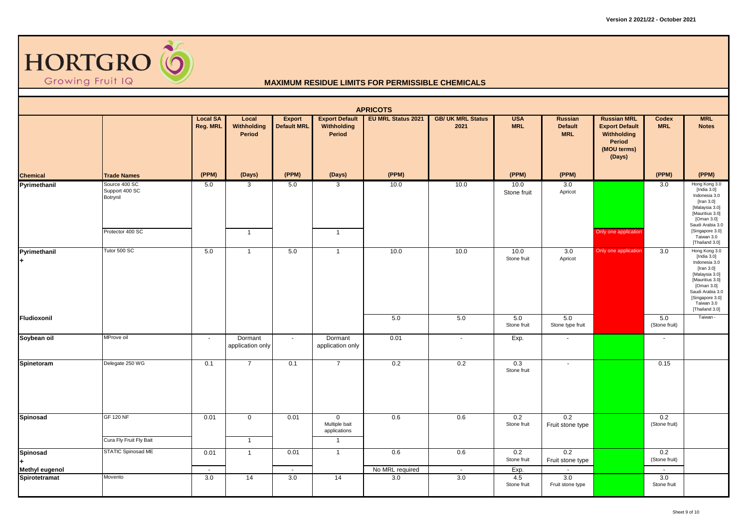HORTGRO Growing Fruit IQ

# MAXIMUM RESIDUE LIMITS FOR PERMISSIBLE CHEMICALS

## APRICOTS

| Chemical | Trade Names | Local SA Reg. MRL (PPM) | Local Withholding Period (Days) | Export Default MRL (PPM) | Export Default Withholding Period (Days) | EU MRL Status 2021 (PPM) | GB/ UK MRL Status 2021 | USA MRL (PPM) | Russian Default MRL (PPM) | Russian MRL Export Default Withholding Period (MOU terms) (Days) | Codex MRL (PPM) | MRL Notes (PPM) |
|---|---|---|---|---|---|---|---|---|---|---|---|---|
| Pyrimethanil | Source 400 SC<br>Support 400 SC<br>Botrynil | 5.0 | 3 | 5.0 | 3 | 10.0 | 10.0 | 10.0<br>Stone fruit | 3.0<br>Apricot | | 3.0 | Hong Kong 3.0<br>[India 3.0]<br>Indonesia 3.0<br>[Iran 3.0]<br>[Malaysia 3.0]<br>[Mauritius 3.0]<br>[Oman 3.0]<br>Saudi Arabia 3.0<br>[Singapore 3.0]<br>Taiwan 3.0<br>[Thailand 3.0] |
| | Protector 400 SC | | 1 | | 1 | | | | | Only one application | | |
| Pyrimethanil<br>+ | Tutor 500 SC | 5.0 | 1 | 5.0 | 1 | 10.0 | 10.0 | 10.0<br>Stone fruit | 3.0<br>Apricot | Only one application | 3.0 | Hong Kong 3.0<br>[India 3.0]<br>Indonesia 3.0<br>[Iran 3.0]<br>[Malaysia 3.0]<br>[Mauritius 3.0]<br>[Oman 3.0]<br>Saudi Arabia 3.0<br>[Singapore 3.0]<br>Taiwan 3.0<br>[Thailand 3.0] |
| Fludioxonil | | | | | | 5.0 | 5.0 | 5.0<br>Stone fruit | 5.0<br>Stone type fruit | | 5.0<br>(Stone fruit) | Taiwan - |
| Soybean oil | MProve oil | - | Dormant application only | - | Dormant application only | 0.01 | - | Exp. | - | | - | |
| Spinetoram | Delegate 250 WG | 0.1 | 7 | 0.1 | 7 | 0.2 | 0.2 | 0.3<br>Stone fruit | - | | 0.15 | |
| Spinosad | GF 120 NF | 0.01 | 0 | 0.01 | 0<br>Multiple bait applications | 0.6 | 0.6 | 0.2<br>Stone fruit | 0.2<br>Fruit stone type | | 0.2<br>(Stone fruit) | |
| | Cura Fly Fruit Fly Bait | | 1 | | 1 | | | | | | | |
| Spinosad<br>+ | STATIC Spinosad ME | 0.01 | 1 | 0.01 | 1 | 0.6 | 0.6 | 0.2<br>Stone fruit | 0.2<br>Fruit stone type | | 0.2<br>(Stone fruit) | |
| Methyl eugenol | | - | | - | | No MRL required | - | Exp. | - | | - | |
| Spirotetramat | Movento | 3.0 | 14 | 3.0 | 14 | 3.0 | 3.0 | 4.5<br>Stone fruit | 3.0<br>Fruit stone type | | 3.0<br>Stone fruit | |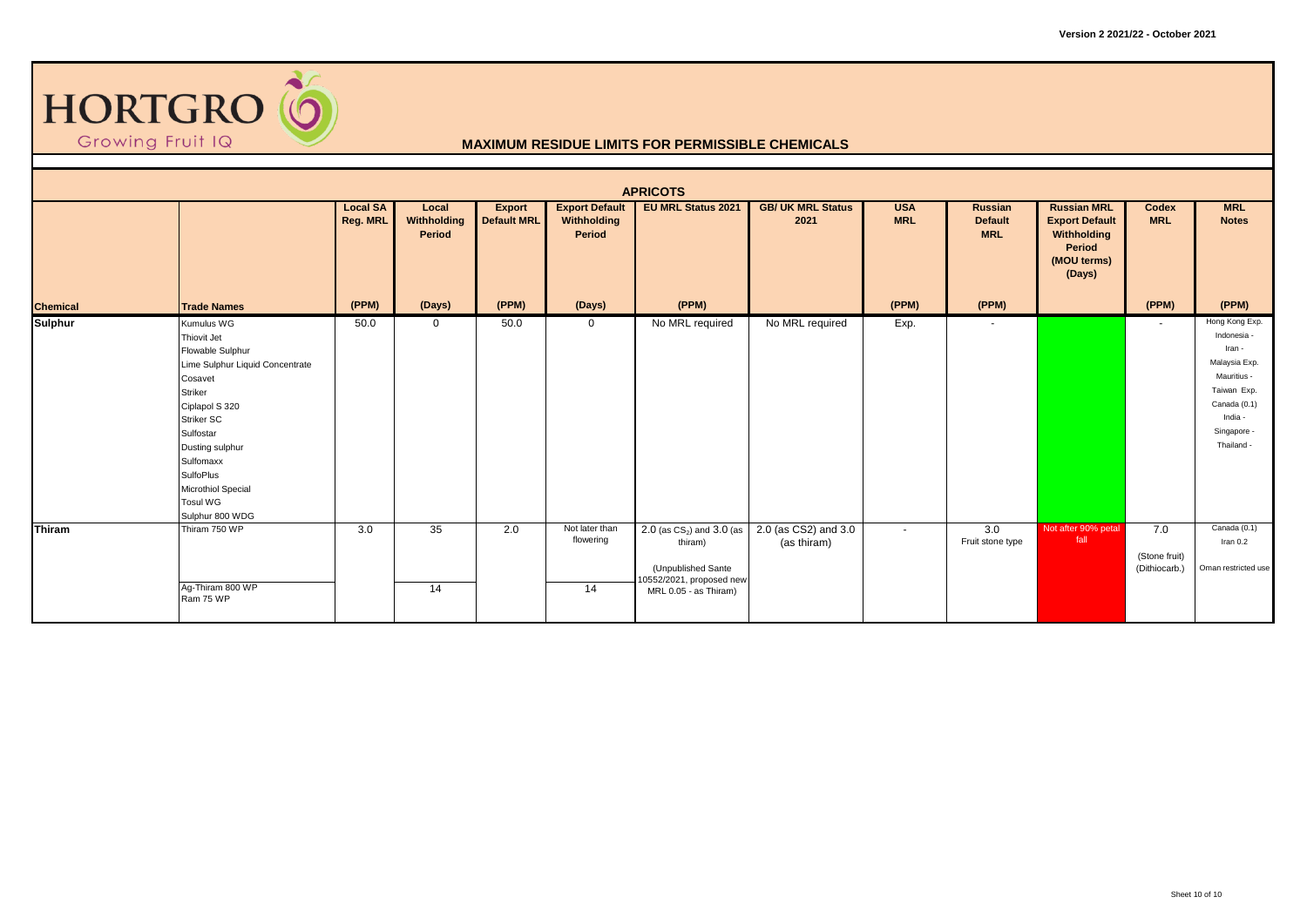# HORTGRO Growing Fruit IQ

## MAXIMUM RESIDUE LIMITS FOR PERMISSIBLE CHEMICALS

### APRICOTS

| Chemical | Trade Names | Local SA Reg. MRL | Local Withholding Period | Export Default MRL | Export Default Withholding Period | EU MRL Status 2021 | GB/ UK MRL Status 2021 | USA MRL | Russian Default MRL | Russian MRL Export Default Withholding Period (MOU terms) (Days) | Codex MRL | MRL Notes |
|---|---|---|---|---|---|---|---|---|---|---|---|---|
| | | (PPM) | (Days) | (PPM) | (Days) | (PPM) | | (PPM) | (PPM) | | (PPM) | (PPM) |
| **Sulphur** | Kumulus WG<br>Thiovit Jet<br>Flowable Sulphur<br>Lime Sulphur Liquid Concentrate<br>Cosavet<br>Striker<br>Ciplapol S 320<br>Striker SC<br>Sulfostar<br>Dusting sulphur<br>Sulfomaxx<br>SulfoPlus<br>Microthiol Special<br>Tosul WG<br>Sulphur 800 WDG | 50.0 | 0 | 50.0 | 0 | No MRL required | No MRL required | Exp. | - | | - | Hong Kong Exp.<br>Indonesia -<br>Iran -<br>Malaysia Exp.<br>Mauritius -<br>Taiwan Exp.<br>Canada (0.1)<br>India -<br>Singapore -<br>Thailand - |
| **Thiram** | Thiram 750 WP | 3.0 | 35 | 2.0 | Not later than flowering | 2.0 (as $CS_2$) and 3.0 (as thiram)<br><br>(Unpublished Sante 10552/2021, proposed new MRL 0.05 - as Thiram) | 2.0 (as CS2) and 3.0 (as thiram) | - | 3.0<br>Fruit stone type | Not after 90% petal fall | 7.0<br><br>(Stone fruit)<br>(Dithiocarb.) | Canada (0.1)<br>Iran 0.2<br><br>Oman restricted use |
| | Ag-Thiram 800 WP<br>Ram 75 WP | | 14 | | 14 | | | | | | | |